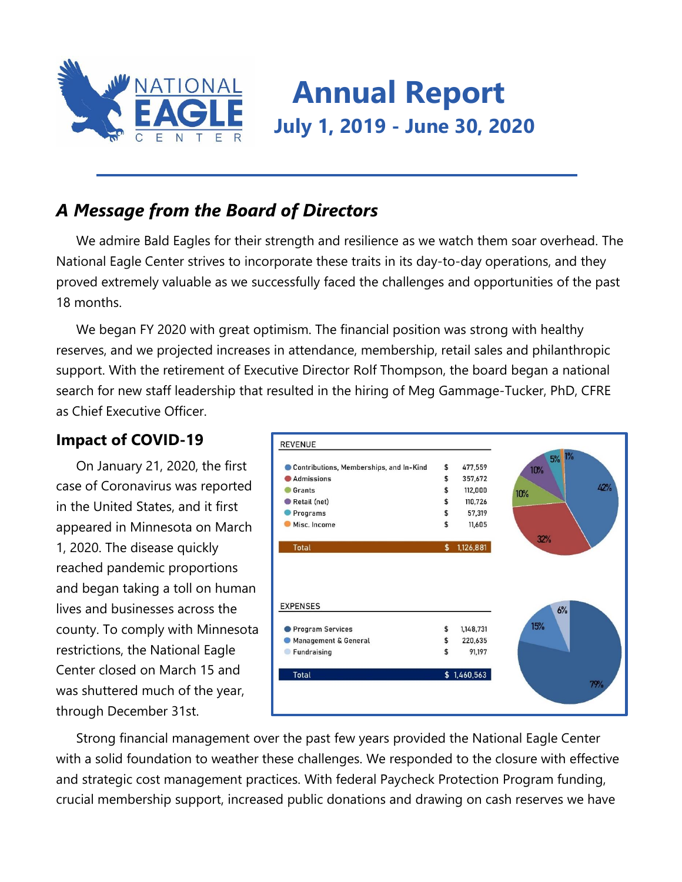# Annual Report

## July 1, 2019 - June 30, 2020

## *A Message from the Board of Directors*

We admire Bald Eagles for their strength and resilience as we watch them soar overhead. The National Eagle Center strives to incorporate these traits in its day-to-day operations, and they proved extremely valuable as we successfully faced the challenges and opportunities of the past 18 months.

We began FY 2020 with great optimism. The financial position was strong with healthy reserves, and we projected increases in attendance, membership, retail sales and philanthropic support. With the retirement of Executive Director Rolf Thompson, the board began a national search for new staff leadership that resulted in the hiring of Meg Gammage-Tucker, PhD, CFRE as Chief Executive Officer.

### Impact of COVID-19

On January 21, 2020, the first case of Coronavirus was reported in the United States, and it first appeared in Minnesota on March 1, 2020. The disease quickly reached pandemic proportions and began taking a toll on human lives and businesses across the county. To comply with Minnesota restrictions, the National Eagle Center closed on March 15 and was shuttered much of the year, through December 31st.

| REVENUE | | |
|---|---|---|
| Contributions, Memberships, and In-Kind | $ | 477,559 |
| Admissions | $ | 357,672 |
| Grants | $ | 112,000 |
| Retail (net) | $ | 110,726 |
| Programs | $ | 57,319 |
| Misc. Income | $ | 11,605 |
| Total | $ | 1,126,881 |

Revenue chart: 42%, 32%, 10%, 10%, 5%, 1%

| EXPENSES | | |
|---|---|---|
| Program Services | $ | 1,148,731 |
| Management & General | $ | 220,635 |
| Fundraising | $ | 91,197 |
| Total | $ | 1,460,563 |

Expenses chart: 79%, 15%, 6%

Strong financial management over the past few years provided the National Eagle Center with a solid foundation to weather these challenges. We responded to the closure with effective and strategic cost management practices. With federal Paycheck Protection Program funding, crucial membership support, increased public donations and drawing on cash reserves we have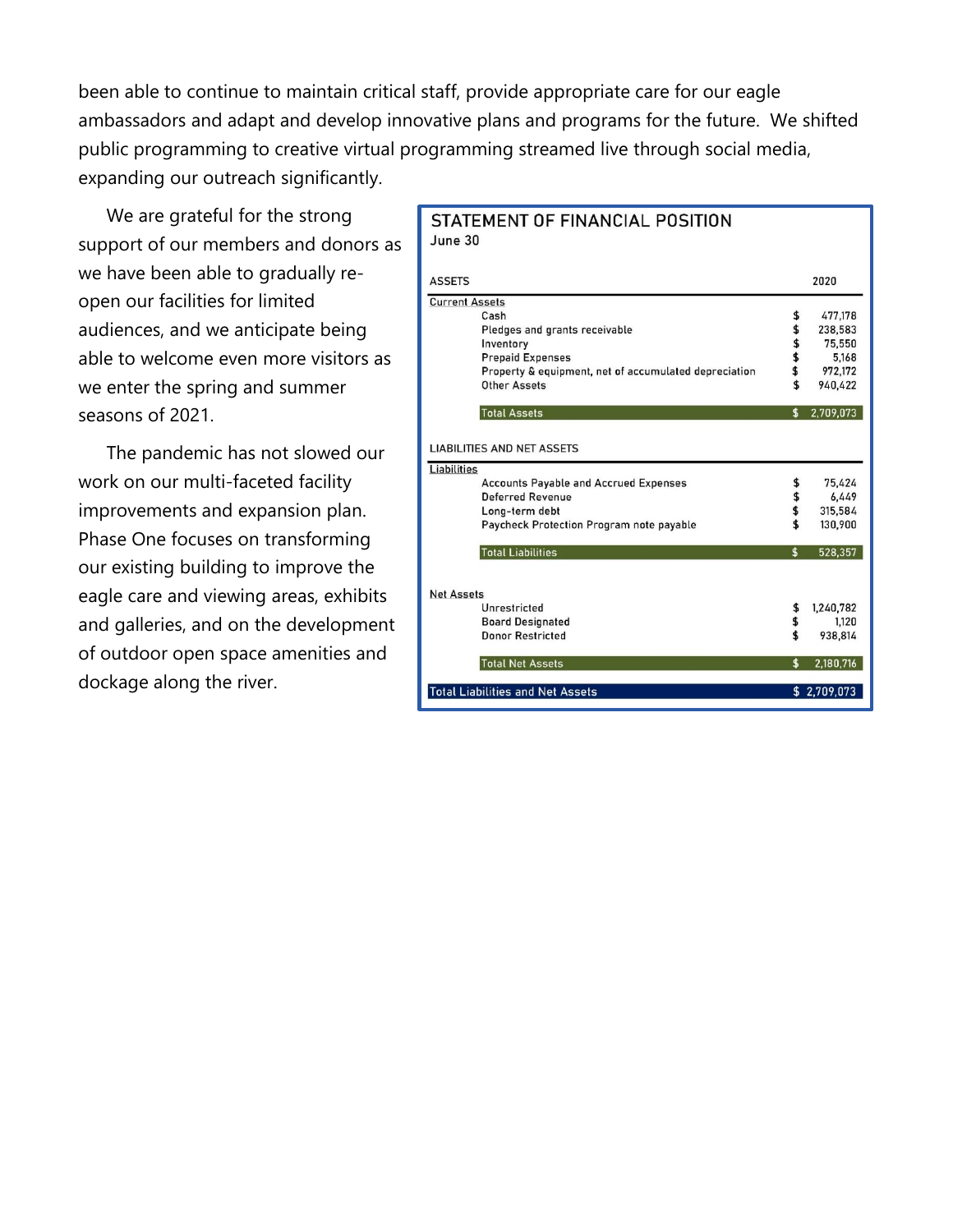been able to continue to maintain critical staff, provide appropriate care for our eagle ambassadors and adapt and develop innovative plans and programs for the future. We shifted public programming to creative virtual programming streamed live through social media, expanding our outreach significantly.

We are grateful for the strong support of our members and donors as we have been able to gradually re-open our facilities for limited audiences, and we anticipate being able to welcome even more visitors as we enter the spring and summer seasons of 2021.

The pandemic has not slowed our work on our multi-faceted facility improvements and expansion plan. Phase One focuses on transforming our existing building to improve the eagle care and viewing areas, exhibits and galleries, and on the development of outdoor open space amenities and dockage along the river.

## STATEMENT OF FINANCIAL POSITION

June 30

| ASSETS | 2020 |
|---|---|
| **Current Assets** | |
| Cash | $ 477,178 |
| Pledges and grants receivable | $ 238,583 |
| Inventory | $ 75,550 |
| Prepaid Expenses | $ 5,168 |
| Property & equipment, net of accumulated depreciation | $ 972,172 |
| Other Assets | $ 940,422 |
| **Total Assets** | **$ 2,709,073** |
| **LIABILITIES AND NET ASSETS** | |
| **Liabilities** | |
| Accounts Payable and Accrued Expenses | $ 75,424 |
| Deferred Revenue | $ 6,449 |
| Long-term debt | $ 315,584 |
| Paycheck Protection Program note payable | $ 130,900 |
| **Total Liabilities** | **$ 528,357** |
| **Net Assets** | |
| Unrestricted | $ 1,240,782 |
| Board Designated | $ 1,120 |
| Donor Restricted | $ 938,814 |
| **Total Net Assets** | **$ 2,180,716** |
| **Total Liabilities and Net Assets** | **$ 2,709,073** |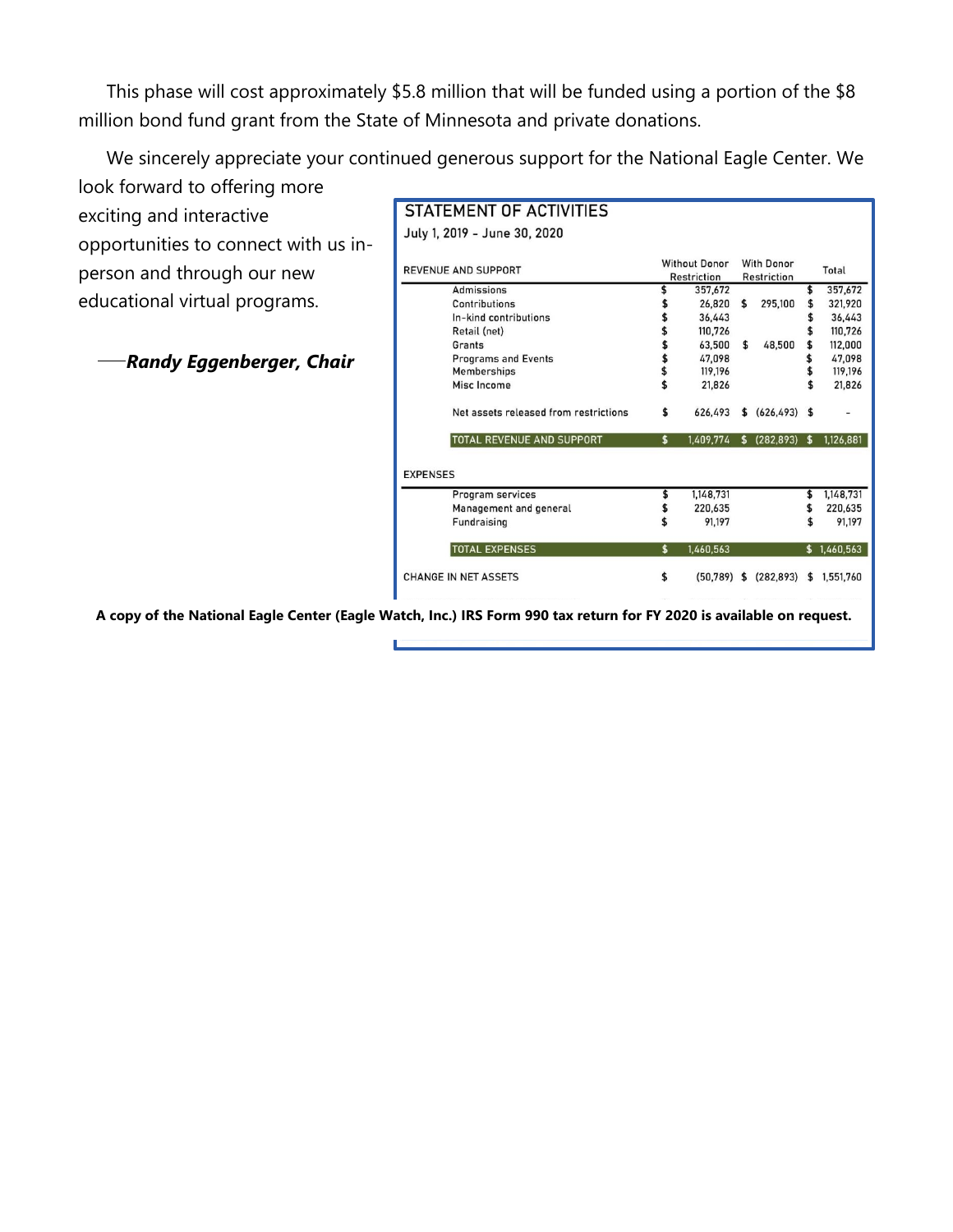This phase will cost approximately $5.8 million that will be funded using a portion of the $8 million bond fund grant from the State of Minnesota and private donations.

We sincerely appreciate your continued generous support for the National Eagle Center. We look forward to offering more exciting and interactive opportunities to connect with us in-person and through our new educational virtual programs.

—***Randy Eggenberger, Chair***

## STATEMENT OF ACTIVITIES

July 1, 2019 - June 30, 2020

| REVENUE AND SUPPORT | Without Donor Restriction | With Donor Restriction | Total |
|---|---|---|---|
| Admissions | $ 357,672 | | $ 357,672 |
| Contributions | $ 26,820 | $ 295,100 | $ 321,920 |
| In-kind contributions | $ 36,443 | | $ 36,443 |
| Retail (net) | $ 110,726 | | $ 110,726 |
| Grants | $ 63,500 | $ 48,500 | $ 112,000 |
| Programs and Events | $ 47,098 | | $ 47,098 |
| Memberships | $ 119,196 | | $ 119,196 |
| Misc Income | $ 21,826 | | $ 21,826 |
| Net assets released from restrictions | $ 626,493 | $ (626,493) | $ - |
| TOTAL REVENUE AND SUPPORT | $ 1,409,774 | $ (282,893) | $ 1,126,881 |
| **EXPENSES** | | | |
| Program services | $ 1,148,731 | | $ 1,148,731 |
| Management and general | $ 220,635 | | $ 220,635 |
| Fundraising | $ 91,197 | | $ 91,197 |
| TOTAL EXPENSES | $ 1,460,563 | | $ 1,460,563 |
| CHANGE IN NET ASSETS | $ (50,789) | $ (282,893) | $ 1,551,760 |

**A copy of the National Eagle Center (Eagle Watch, Inc.) IRS Form 990 tax return for FY 2020 is available on request.**